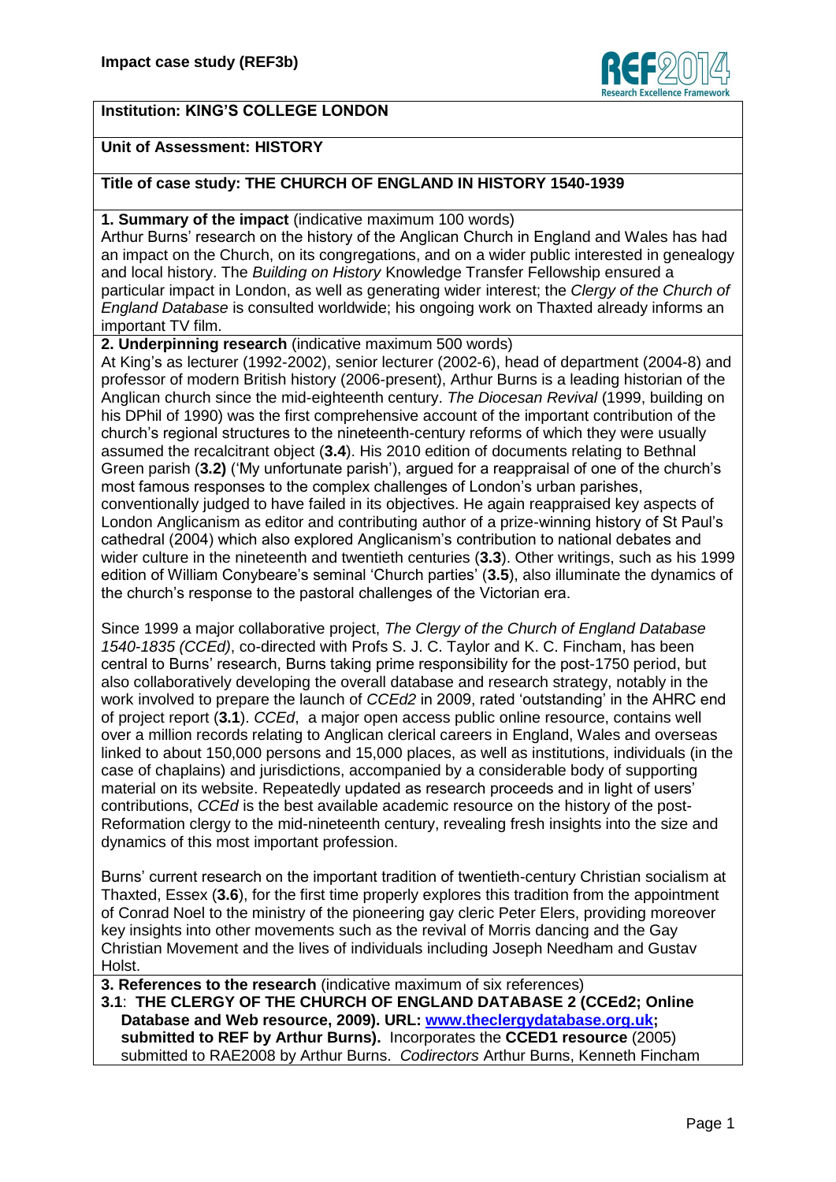**Impact case study (REF3b)**

**Institution: KING'S COLLEGE LONDON**

**Unit of Assessment: HISTORY**

**Title of case study: THE CHURCH OF ENGLAND IN HISTORY 1540-1939**

**1. Summary of the impact** (indicative maximum 100 words)

Arthur Burns' research on the history of the Anglican Church in England and Wales has had an impact on the Church, on its congregations, and on a wider public interested in genealogy and local history. The *Building on History* Knowledge Transfer Fellowship ensured a particular impact in London, as well as generating wider interest; the *Clergy of the Church of England Database* is consulted worldwide; his ongoing work on Thaxted already informs an important TV film.

**2. Underpinning research** (indicative maximum 500 words)

At King's as lecturer (1992-2002), senior lecturer (2002-6), head of department (2004-8) and professor of modern British history (2006-present), Arthur Burns is a leading historian of the Anglican church since the mid-eighteenth century. *The Diocesan Revival* (1999, building on his DPhil of 1990) was the first comprehensive account of the important contribution of the church's regional structures to the nineteenth-century reforms of which they were usually assumed the recalcitrant object (**3.4**). His 2010 edition of documents relating to Bethnal Green parish (**3.2)** ('My unfortunate parish'), argued for a reappraisal of one of the church's most famous responses to the complex challenges of London's urban parishes, conventionally judged to have failed in its objectives. He again reappraised key aspects of London Anglicanism as editor and contributing author of a prize-winning history of St Paul's cathedral (2004) which also explored Anglicanism's contribution to national debates and wider culture in the nineteenth and twentieth centuries (**3.3**). Other writings, such as his 1999 edition of William Conybeare's seminal 'Church parties' (**3.5**), also illuminate the dynamics of the church's response to the pastoral challenges of the Victorian era.

Since 1999 a major collaborative project, *The Clergy of the Church of England Database 1540-1835 (CCEd)*, co-directed with Profs S. J. C. Taylor and K. C. Fincham, has been central to Burns' research, Burns taking prime responsibility for the post-1750 period, but also collaboratively developing the overall database and research strategy, notably in the work involved to prepare the launch of *CCEd2* in 2009, rated 'outstanding' in the AHRC end of project report (**3.1**). *CCEd*, a major open access public online resource, contains well over a million records relating to Anglican clerical careers in England, Wales and overseas linked to about 150,000 persons and 15,000 places, as well as institutions, individuals (in the case of chaplains) and jurisdictions, accompanied by a considerable body of supporting material on its website. Repeatedly updated as research proceeds and in light of users' contributions, *CCEd* is the best available academic resource on the history of the post-Reformation clergy to the mid-nineteenth century, revealing fresh insights into the size and dynamics of this most important profession.

Burns' current research on the important tradition of twentieth-century Christian socialism at Thaxted, Essex (**3.6**), for the first time properly explores this tradition from the appointment of Conrad Noel to the ministry of the pioneering gay cleric Peter Elers, providing moreover key insights into other movements such as the revival of Morris dancing and the Gay Christian Movement and the lives of individuals including Joseph Needham and Gustav Holst.

**3. References to the research** (indicative maximum of six references)

**3.1**: **THE CLERGY OF THE CHURCH OF ENGLAND DATABASE 2 (CCEd2; Online Database and Web resource, 2009). URL: [www.theclergydatabase.org.uk](http://www.theclergydatabase.org.uk); submitted to REF by Arthur Burns).** Incorporates the **CCED1 resource** (2005) submitted to RAE2008 by Arthur Burns. *Codirectors* Arthur Burns, Kenneth Fincham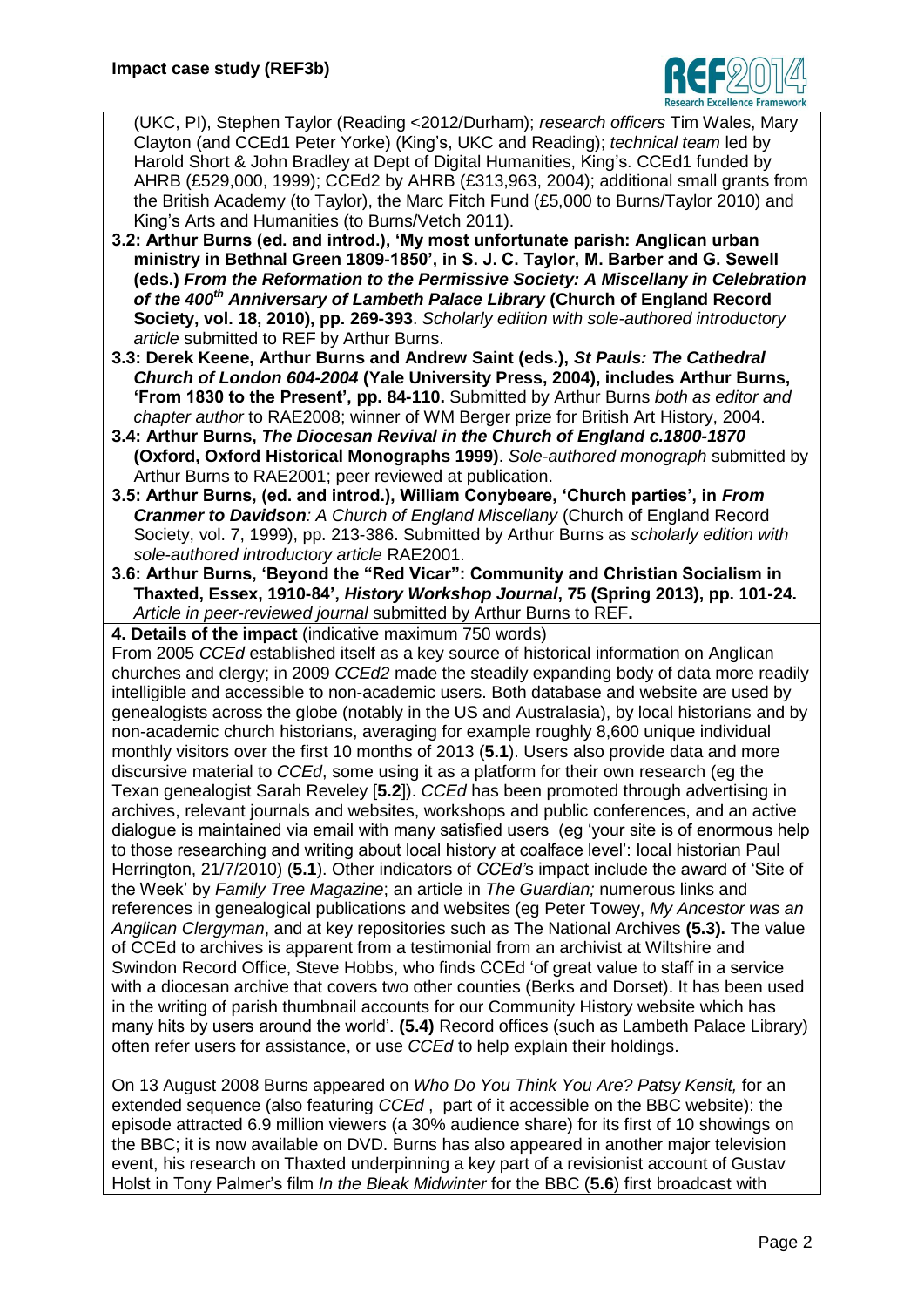(UKC, PI), Stephen Taylor (Reading <2012/Durham); *research officers* Tim Wales, Mary Clayton (and CCEd1 Peter Yorke) (King's, UKC and Reading); *technical team* led by Harold Short & John Bradley at Dept of Digital Humanities, King's. CCEd1 funded by AHRB (£529,000, 1999); CCEd2 by AHRB (£313,963, 2004); additional small grants from the British Academy (to Taylor), the Marc Fitch Fund (£5,000 to Burns/Taylor 2010) and King's Arts and Humanities (to Burns/Vetch 2011).

**3.2: Arthur Burns (ed. and introd.), 'My most unfortunate parish: Anglican urban ministry in Bethnal Green 1809-1850', in S. J. C. Taylor, M. Barber and G. Sewell (eds.) *From the Reformation to the Permissive Society: A Miscellany in Celebration of the 400th Anniversary of Lambeth Palace Library* (Church of England Record Society, vol. 18, 2010), pp. 269-393**. *Scholarly edition with sole-authored introductory article* submitted to REF by Arthur Burns.

**3.3: Derek Keene, Arthur Burns and Andrew Saint (eds.), *St Pauls: The Cathedral Church of London 604-2004* (Yale University Press, 2004), includes Arthur Burns, 'From 1830 to the Present', pp. 84-110.** Submitted by Arthur Burns *both as editor and chapter author* to RAE2008; winner of WM Berger prize for British Art History, 2004.

**3.4: Arthur Burns, *The Diocesan Revival in the Church of England c.1800-1870* (Oxford, Oxford Historical Monographs 1999)**. *Sole-authored monograph* submitted by Arthur Burns to RAE2001; peer reviewed at publication.

**3.5: Arthur Burns, (ed. and introd.), William Conybeare, 'Church parties', in *From Cranmer to Davidson*:** *A Church of England Miscellany* (Church of England Record Society, vol. 7, 1999), pp. 213-386. Submitted by Arthur Burns as *scholarly edition with sole-authored introductory article* RAE2001.

**3.6: Arthur Burns, 'Beyond the "Red Vicar": Community and Christian Socialism in Thaxted, Essex, 1910-84', *History Workshop Journal*, 75 (Spring 2013), pp. 101-24.** *Article in peer-reviewed journal* submitted by Arthur Burns to REF**.**

**4. Details of the impact** (indicative maximum 750 words)

From 2005 *CCEd* established itself as a key source of historical information on Anglican churches and clergy; in 2009 *CCEd2* made the steadily expanding body of data more readily intelligible and accessible to non-academic users. Both database and website are used by genealogists across the globe (notably in the US and Australasia), by local historians and by non-academic church historians, averaging for example roughly 8,600 unique individual monthly visitors over the first 10 months of 2013 (**5.1**). Users also provide data and more discursive material to *CCEd*, some using it as a platform for their own research (eg the Texan genealogist Sarah Reveley [**5.2**]). *CCEd* has been promoted through advertising in archives, relevant journals and websites, workshops and public conferences, and an active dialogue is maintained via email with many satisfied users (eg 'your site is of enormous help to those researching and writing about local history at coalface level': local historian Paul Herrington, 21/7/2010) (**5.1**). Other indicators of *CCEd*'s impact include the award of 'Site of the Week' by *Family Tree Magazine*; an article in *The Guardian;* numerous links and references in genealogical publications and websites (eg Peter Towey, *My Ancestor was an Anglican Clergyman*, and at key repositories such as The National Archives **(5.3).** The value of CCEd to archives is apparent from a testimonial from an archivist at Wiltshire and Swindon Record Office, Steve Hobbs, who finds CCEd 'of great value to staff in a service with a diocesan archive that covers two other counties (Berks and Dorset). It has been used in the writing of parish thumbnail accounts for our Community History website which has many hits by users around the world'. **(5.4)** Record offices (such as Lambeth Palace Library) often refer users for assistance, or use *CCEd* to help explain their holdings.

On 13 August 2008 Burns appeared on *Who Do You Think You Are? Patsy Kensit,* for an extended sequence (also featuring *CCEd* , part of it accessible on the BBC website): the episode attracted 6.9 million viewers (a 30% audience share) for its first of 10 showings on the BBC; it is now available on DVD. Burns has also appeared in another major television event, his research on Thaxted underpinning a key part of a revisionist account of Gustav Holst in Tony Palmer's film *In the Bleak Midwinter* for the BBC (**5.6**) first broadcast with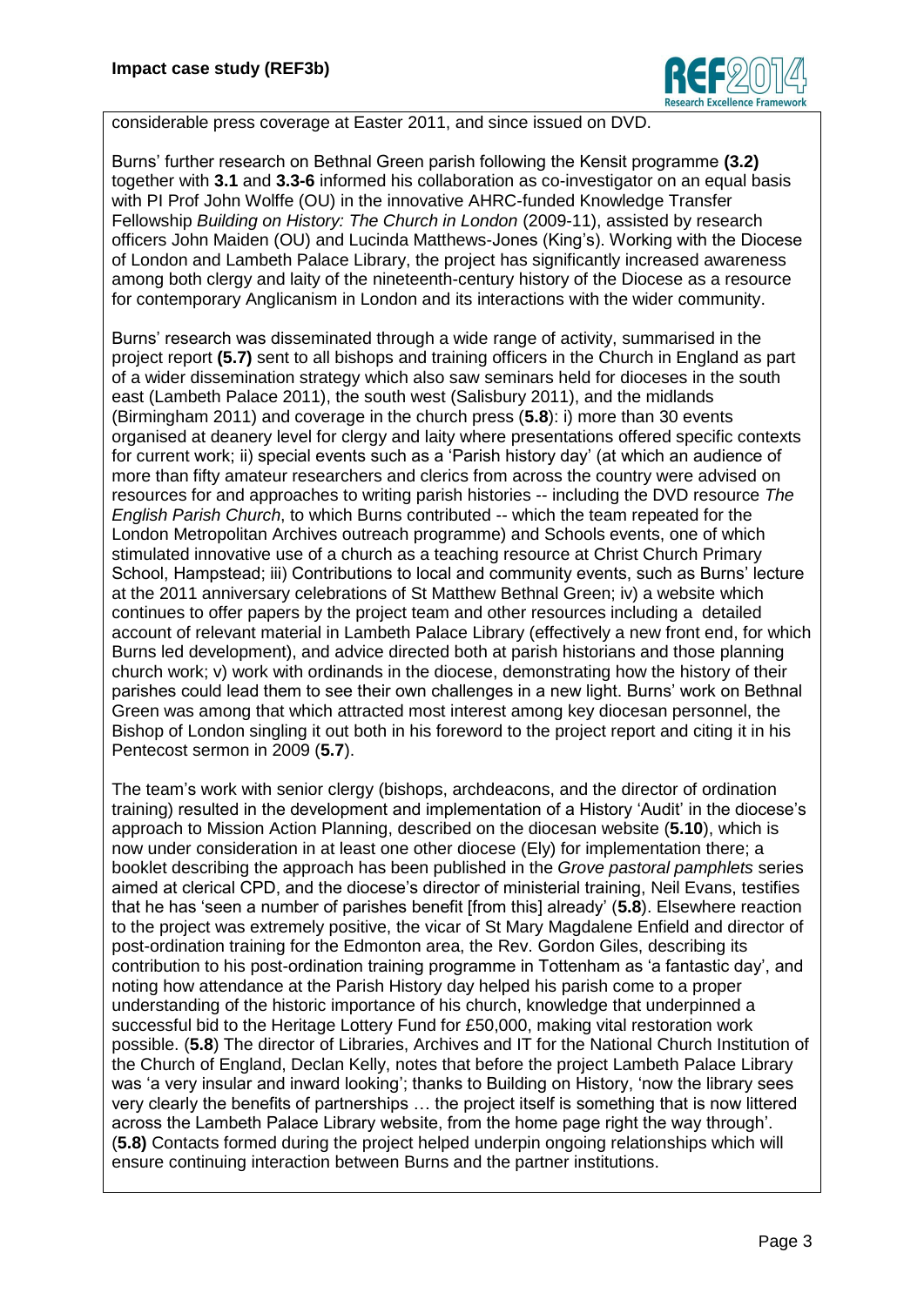considerable press coverage at Easter 2011, and since issued on DVD.

Burns' further research on Bethnal Green parish following the Kensit programme **(3.2)** together with **3.1** and **3.3-6** informed his collaboration as co-investigator on an equal basis with PI Prof John Wolffe (OU) in the innovative AHRC-funded Knowledge Transfer Fellowship *Building on History: The Church in London* (2009-11), assisted by research officers John Maiden (OU) and Lucinda Matthews-Jones (King's). Working with the Diocese of London and Lambeth Palace Library, the project has significantly increased awareness among both clergy and laity of the nineteenth-century history of the Diocese as a resource for contemporary Anglicanism in London and its interactions with the wider community.

Burns' research was disseminated through a wide range of activity, summarised in the project report **(5.7)** sent to all bishops and training officers in the Church in England as part of a wider dissemination strategy which also saw seminars held for dioceses in the south east (Lambeth Palace 2011), the south west (Salisbury 2011), and the midlands (Birmingham 2011) and coverage in the church press (**5.8**): i) more than 30 events organised at deanery level for clergy and laity where presentations offered specific contexts for current work; ii) special events such as a 'Parish history day' (at which an audience of more than fifty amateur researchers and clerics from across the country were advised on resources for and approaches to writing parish histories -- including the DVD resource *The English Parish Church*, to which Burns contributed -- which the team repeated for the London Metropolitan Archives outreach programme) and Schools events, one of which stimulated innovative use of a church as a teaching resource at Christ Church Primary School, Hampstead; iii) Contributions to local and community events, such as Burns' lecture at the 2011 anniversary celebrations of St Matthew Bethnal Green; iv) a website which continues to offer papers by the project team and other resources including a detailed account of relevant material in Lambeth Palace Library (effectively a new front end, for which Burns led development), and advice directed both at parish historians and those planning church work; v) work with ordinands in the diocese, demonstrating how the history of their parishes could lead them to see their own challenges in a new light. Burns' work on Bethnal Green was among that which attracted most interest among key diocesan personnel, the Bishop of London singling it out both in his foreword to the project report and citing it in his Pentecost sermon in 2009 (**5.7**).

The team's work with senior clergy (bishops, archdeacons, and the director of ordination training) resulted in the development and implementation of a History 'Audit' in the diocese's approach to Mission Action Planning, described on the diocesan website (**5.10**), which is now under consideration in at least one other diocese (Ely) for implementation there; a booklet describing the approach has been published in the *Grove pastoral pamphlets* series aimed at clerical CPD, and the diocese's director of ministerial training, Neil Evans, testifies that he has 'seen a number of parishes benefit [from this] already' (**5.8**). Elsewhere reaction to the project was extremely positive, the vicar of St Mary Magdalene Enfield and director of post-ordination training for the Edmonton area, the Rev. Gordon Giles, describing its contribution to his post-ordination training programme in Tottenham as 'a fantastic day', and noting how attendance at the Parish History day helped his parish come to a proper understanding of the historic importance of his church, knowledge that underpinned a successful bid to the Heritage Lottery Fund for £50,000, making vital restoration work possible. (**5.8**) The director of Libraries, Archives and IT for the National Church Institution of the Church of England, Declan Kelly, notes that before the project Lambeth Palace Library was 'a very insular and inward looking'; thanks to Building on History, 'now the library sees very clearly the benefits of partnerships … the project itself is something that is now littered across the Lambeth Palace Library website, from the home page right the way through'. (**5.8)** Contacts formed during the project helped underpin ongoing relationships which will ensure continuing interaction between Burns and the partner institutions.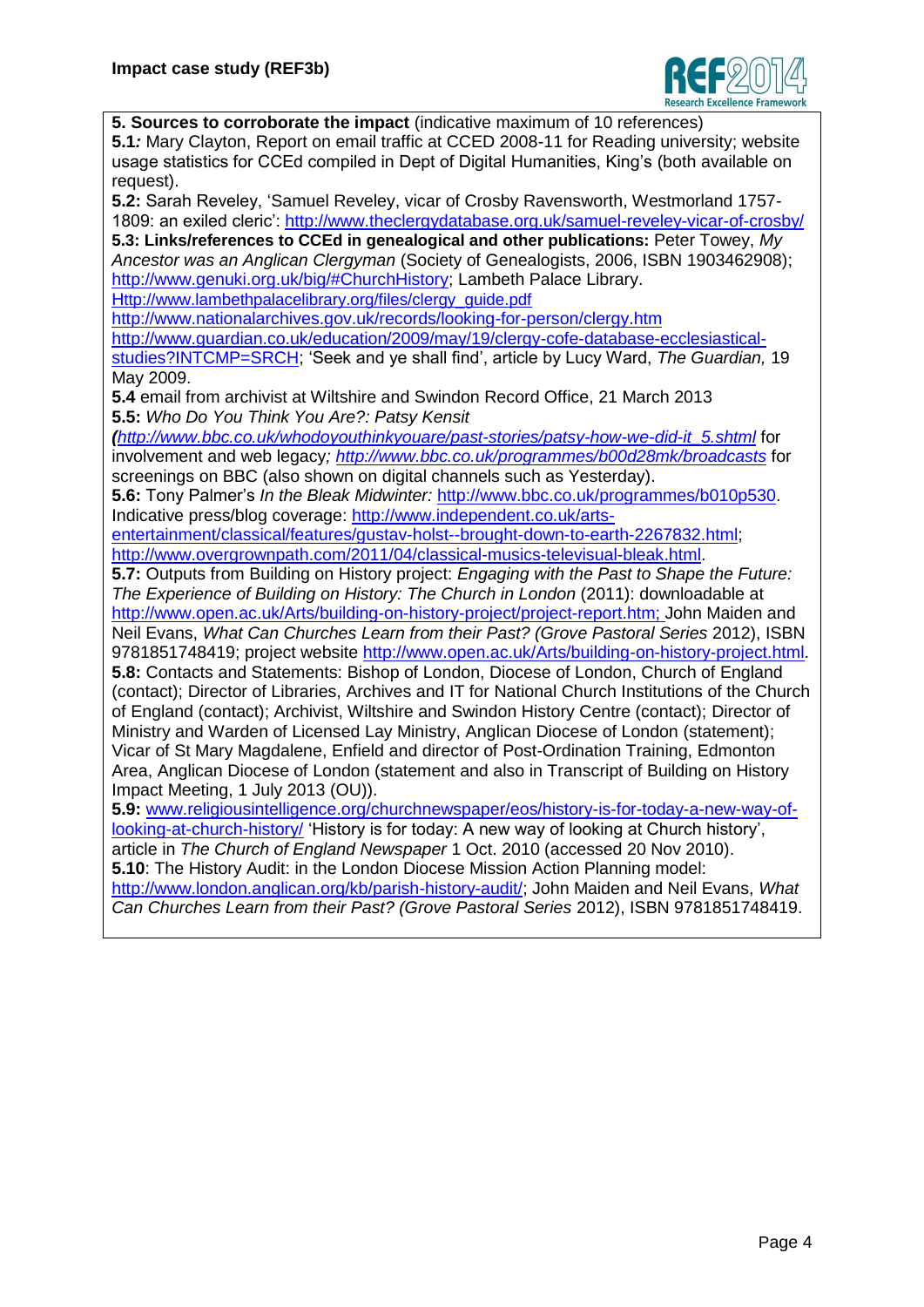**5. Sources to corroborate the impact** (indicative maximum of 10 references)

**5.1***:* Mary Clayton, Report on email traffic at CCED 2008-11 for Reading university; website usage statistics for CCEd compiled in Dept of Digital Humanities, King's (both available on request).

**5.2:** Sarah Reveley, 'Samuel Reveley, vicar of Crosby Ravensworth, Westmorland 1757-1809: an exiled cleric': http://www.theclergydatabase.org.uk/samuel-reveley-vicar-of-crosby/

**5.3: Links/references to CCEd in genealogical and other publications:** Peter Towey, *My Ancestor was an Anglican Clergyman* (Society of Genealogists, 2006, ISBN 1903462908); http://www.genuki.org.uk/big/#ChurchHistory; Lambeth Palace Library. Http://www.lambethpalacelibrary.org/files/clergy_guide.pdf http://www.nationalarchives.gov.uk/records/looking-for-person/clergy.htm http://www.guardian.co.uk/education/2009/may/19/clergy-cofe-database-ecclesiastical-studies?INTCMP=SRCH; 'Seek and ye shall find', article by Lucy Ward, *The Guardian,* 19 May 2009.

**5.4** email from archivist at Wiltshire and Swindon Record Office, 21 March 2013

**5.5:** *Who Do You Think You Are?: Patsy Kensit (http://www.bbc.co.uk/whodoyouthinkyouare/past-stories/patsy-how-we-did-it_5.shtml* for involvement and web legacy*; http://www.bbc.co.uk/programmes/b00d28mk/broadcasts* for screenings on BBC (also shown on digital channels such as Yesterday).

**5.6:** Tony Palmer's *In the Bleak Midwinter:* http://www.bbc.co.uk/programmes/b010p530. Indicative press/blog coverage: http://www.independent.co.uk/arts-entertainment/classical/features/gustav-holst--brought-down-to-earth-2267832.html; http://www.overgrownpath.com/2011/04/classical-musics-televisual-bleak.html.

**5.7:** Outputs from Building on History project: *Engaging with the Past to Shape the Future: The Experience of Building on History: The Church in London* (2011): downloadable at http://www.open.ac.uk/Arts/building-on-history-project/project-report.htm; John Maiden and Neil Evans, *What Can Churches Learn from their Past? (Grove Pastoral Series* 2012), ISBN 9781851748419; project website http://www.open.ac.uk/Arts/building-on-history-project.html.

**5.8:** Contacts and Statements: Bishop of London, Diocese of London, Church of England (contact); Director of Libraries, Archives and IT for National Church Institutions of the Church of England (contact); Archivist, Wiltshire and Swindon History Centre (contact); Director of Ministry and Warden of Licensed Lay Ministry, Anglican Diocese of London (statement); Vicar of St Mary Magdalene, Enfield and director of Post-Ordination Training, Edmonton Area, Anglican Diocese of London (statement and also in Transcript of Building on History Impact Meeting, 1 July 2013 (OU)).

**5.9:** www.religiousintelligence.org/churchnewspaper/eos/history-is-for-today-a-new-way-of-looking-at-church-history/ 'History is for today: A new way of looking at Church history', article in *The Church of England Newspaper* 1 Oct. 2010 (accessed 20 Nov 2010).

**5.10**: The History Audit: in the London Diocese Mission Action Planning model: http://www.london.anglican.org/kb/parish-history-audit/; John Maiden and Neil Evans, *What Can Churches Learn from their Past? (Grove Pastoral Series* 2012), ISBN 9781851748419.